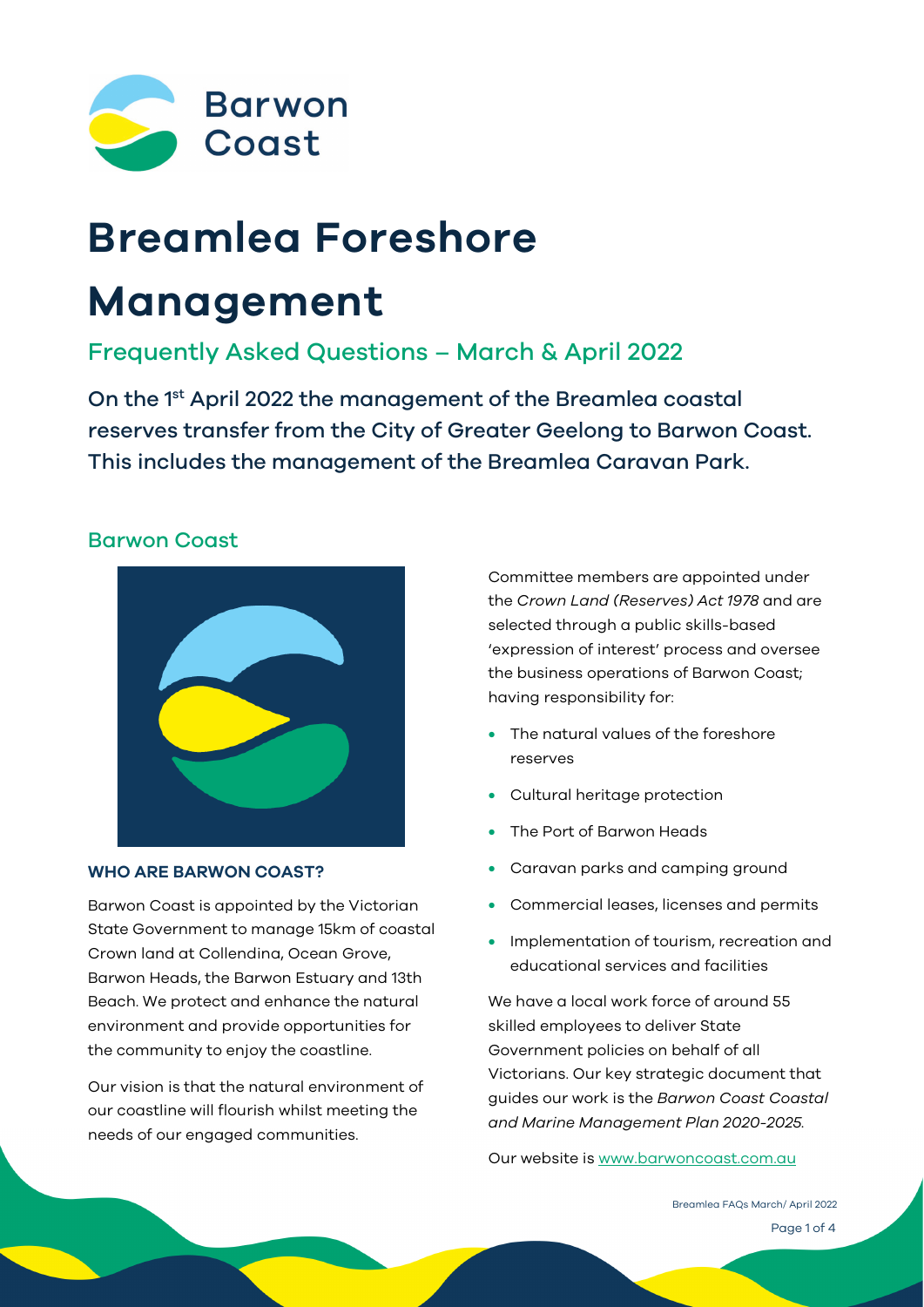# Breamlea Foreshore Management

## Frequently Asked Questions – March & April 2022

On the 1st April 2022 the management of the Breamlea coastal reserves transfer from the City of Greater Geelong to Barwon Coast. This includes the management of the Breamlea Caravan Park.

## Barwon Coast

### WHO ARE BARWON COAST?

Barwon Coast is appointed by the Victorian State Government to manage 15km of coastal Crown land at Collendina, Ocean Grove, Barwon Heads, the Barwon Estuary and 13th Beach. We protect and enhance the natural environment and provide opportunities for the community to enjoy the coastline.

Our vision is that the natural environment of our coastline will flourish whilst meeting the needs of our engaged communities.

Committee members are appointed under the *Crown Land (Reserves) Act 1978* and are selected through a public skills-based 'expression of interest' process and oversee the business operations of Barwon Coast; having responsibility for:

- The natural values of the foreshore reserves
- Cultural heritage protection
- The Port of Barwon Heads
- Caravan parks and camping ground
- Commercial leases, licenses and permits
- Implementation of tourism, recreation and educational services and facilities

We have a local work force of around 55 skilled employees to deliver State Government policies on behalf of all Victorians. Our key strategic document that guides our work is the *Barwon Coast Coastal and Marine Management Plan 2020-2025*.

Our website is [www.barwoncoast.com.au](http://www.barwoncoast.com.au)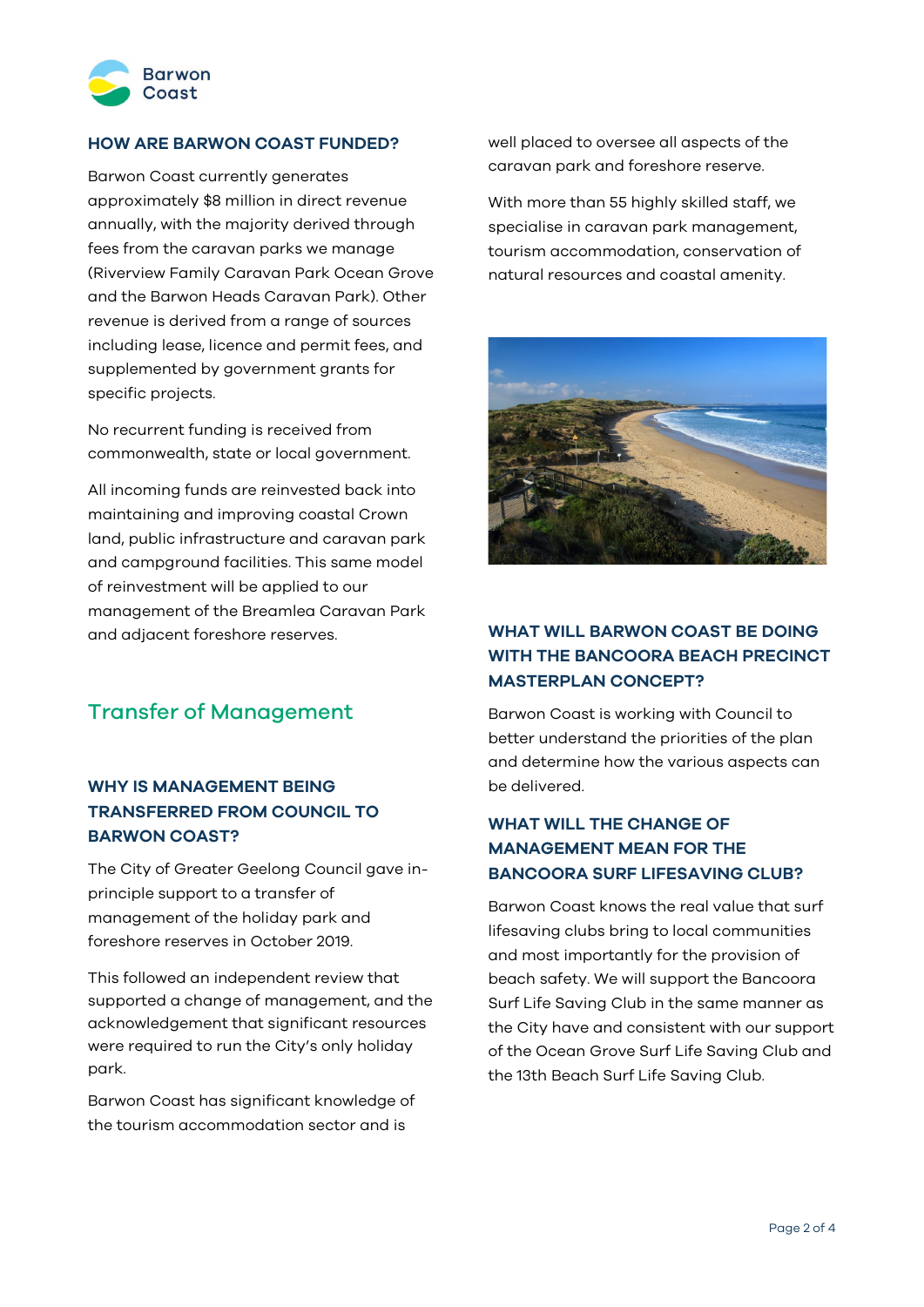### HOW ARE BARWON COAST FUNDED?

Barwon Coast currently generates approximately $8 million in direct revenue annually, with the majority derived through fees from the caravan parks we manage (Riverview Family Caravan Park Ocean Grove and the Barwon Heads Caravan Park). Other revenue is derived from a range of sources including lease, licence and permit fees, and supplemented by government grants for specific projects.

No recurrent funding is received from commonwealth, state or local government.

All incoming funds are reinvested back into maintaining and improving coastal Crown land, public infrastructure and caravan park and campground facilities. This same model of reinvestment will be applied to our management of the Breamlea Caravan Park and adjacent foreshore reserves.

## Transfer of Management

### WHY IS MANAGEMENT BEING TRANSFERRED FROM COUNCIL TO BARWON COAST?

The City of Greater Geelong Council gave in-principle support to a transfer of management of the holiday park and foreshore reserves in October 2019.

This followed an independent review that supported a change of management, and the acknowledgement that significant resources were required to run the City's only holiday park.

Barwon Coast has significant knowledge of the tourism accommodation sector and is well placed to oversee all aspects of the caravan park and foreshore reserve.

With more than 55 highly skilled staff, we specialise in caravan park management, tourism accommodation, conservation of natural resources and coastal amenity.

### WHAT WILL BARWON COAST BE DOING WITH THE BANCOORA BEACH PRECINCT MASTERPLAN CONCEPT?

Barwon Coast is working with Council to better understand the priorities of the plan and determine how the various aspects can be delivered.

### WHAT WILL THE CHANGE OF MANAGEMENT MEAN FOR THE BANCOORA SURF LIFESAVING CLUB?

Barwon Coast knows the real value that surf lifesaving clubs bring to local communities and most importantly for the provision of beach safety. We will support the Bancoora Surf Life Saving Club in the same manner as the City have and consistent with our support of the Ocean Grove Surf Life Saving Club and the 13th Beach Surf Life Saving Club.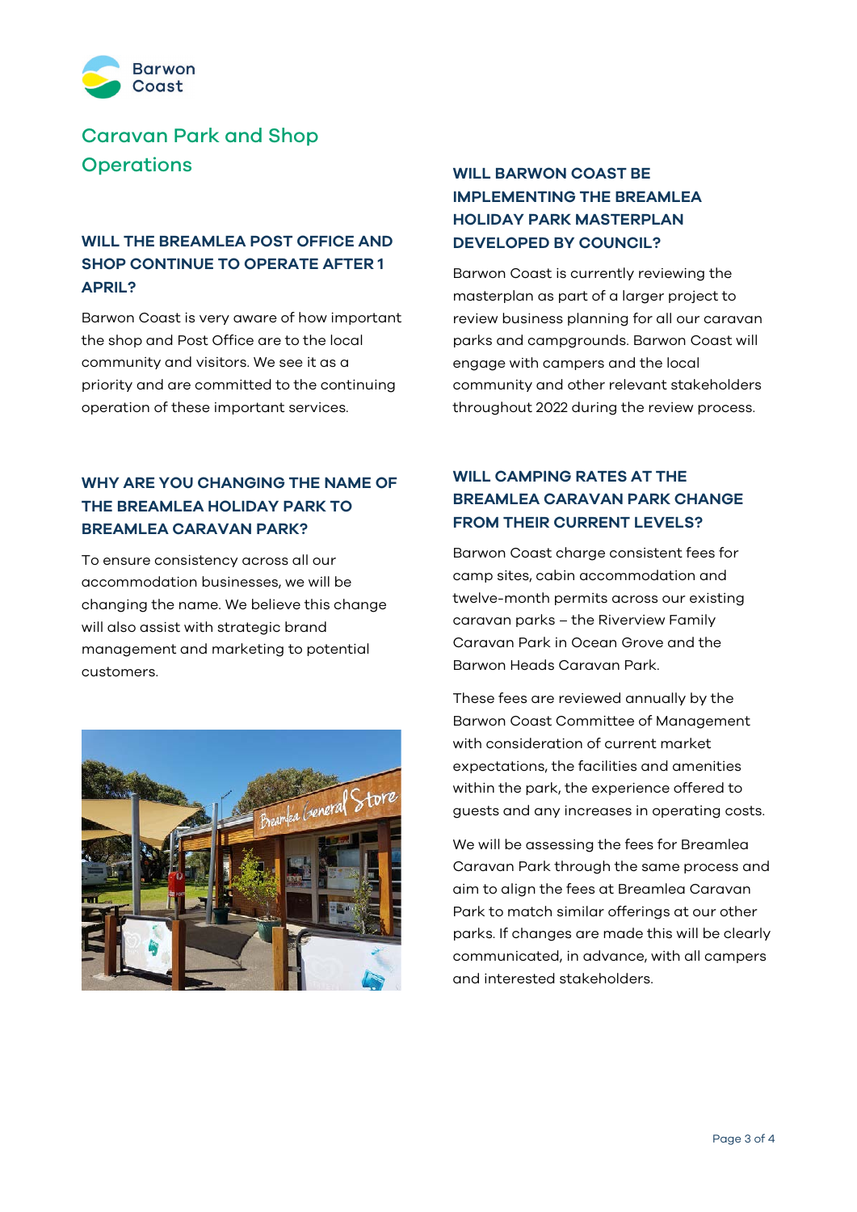## Caravan Park and Shop Operations

### WILL THE BREAMLEA POST OFFICE AND SHOP CONTINUE TO OPERATE AFTER 1 APRIL?

Barwon Coast is very aware of how important the shop and Post Office are to the local community and visitors. We see it as a priority and are committed to the continuing operation of these important services.

### WHY ARE YOU CHANGING THE NAME OF THE BREAMLEA HOLIDAY PARK TO BREAMLEA CARAVAN PARK?

To ensure consistency across all our accommodation businesses, we will be changing the name. We believe this change will also assist with strategic brand management and marketing to potential customers.

### WILL BARWON COAST BE IMPLEMENTING THE BREAMLEA HOLIDAY PARK MASTERPLAN DEVELOPED BY COUNCIL?

Barwon Coast is currently reviewing the masterplan as part of a larger project to review business planning for all our caravan parks and campgrounds. Barwon Coast will engage with campers and the local community and other relevant stakeholders throughout 2022 during the review process.

### WILL CAMPING RATES AT THE BREAMLEA CARAVAN PARK CHANGE FROM THEIR CURRENT LEVELS?

Barwon Coast charge consistent fees for camp sites, cabin accommodation and twelve-month permits across our existing caravan parks – the Riverview Family Caravan Park in Ocean Grove and the Barwon Heads Caravan Park.

These fees are reviewed annually by the Barwon Coast Committee of Management with consideration of current market expectations, the facilities and amenities within the park, the experience offered to guests and any increases in operating costs.

We will be assessing the fees for Breamlea Caravan Park through the same process and aim to align the fees at Breamlea Caravan Park to match similar offerings at our other parks. If changes are made this will be clearly communicated, in advance, with all campers and interested stakeholders.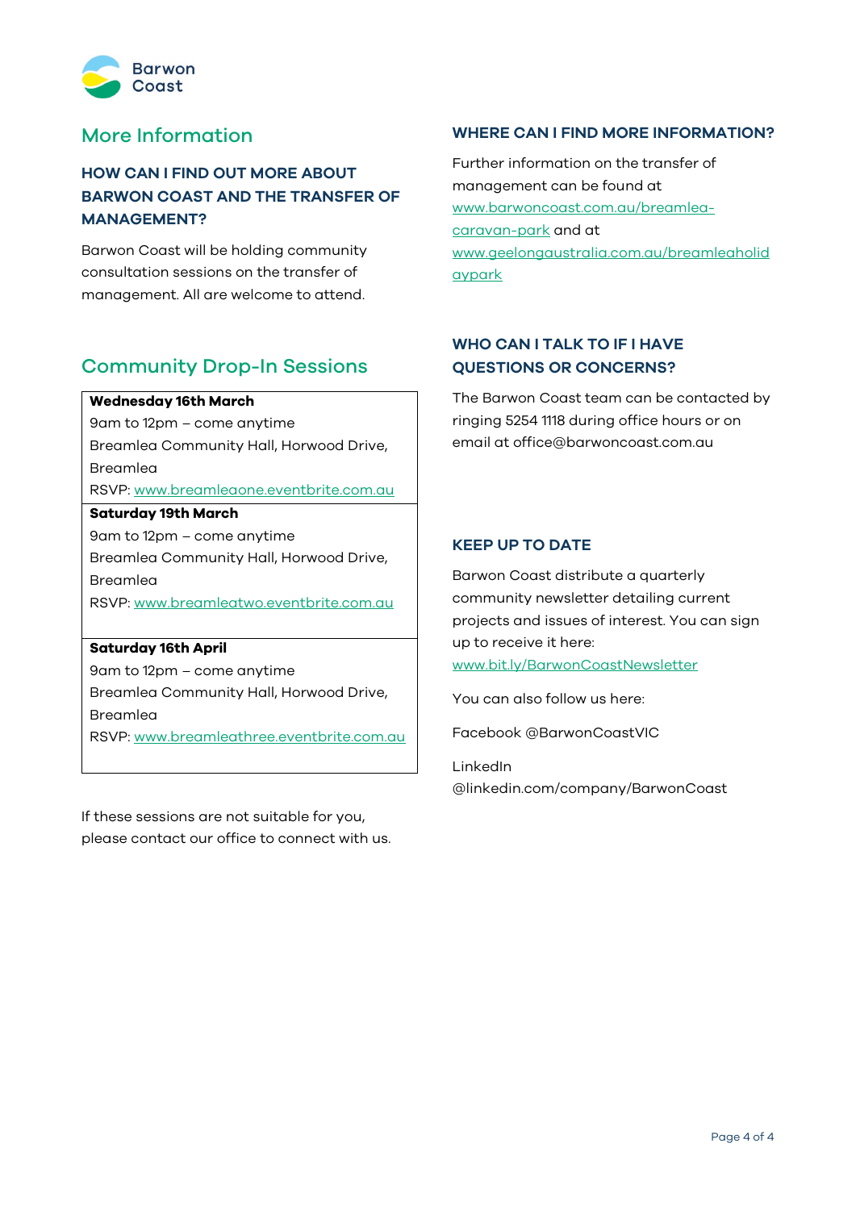Barwon Coast

## More Information

### HOW CAN I FIND OUT MORE ABOUT BARWON COAST AND THE TRANSFER OF MANAGEMENT?

Barwon Coast will be holding community consultation sessions on the transfer of management. All are welcome to attend.

## Community Drop-In Sessions

| |
|---|
| **Wednesday 16th March**<br>9am to 12pm – come anytime<br>Breamlea Community Hall, Horwood Drive, Breamlea<br>RSVP: www.breamleaone.eventbrite.com.au |
| **Saturday 19th March**<br>9am to 12pm – come anytime<br>Breamlea Community Hall, Horwood Drive, Breamlea<br>RSVP: www.breamleatwo.eventbrite.com.au |
| **Saturday 16th April**<br>9am to 12pm – come anytime<br>Breamlea Community Hall, Horwood Drive, Breamlea<br>RSVP: www.breamleathree.eventbrite.com.au |

If these sessions are not suitable for you, please contact our office to connect with us.

### WHERE CAN I FIND MORE INFORMATION?

Further information on the transfer of management can be found at www.barwoncoast.com.au/breamlea-caravan-park and at www.geelongaustralia.com.au/breamleaholidaypark

### WHO CAN I TALK TO IF I HAVE QUESTIONS OR CONCERNS?

The Barwon Coast team can be contacted by ringing 5254 1118 during office hours or on email at office@barwoncoast.com.au

### KEEP UP TO DATE

Barwon Coast distribute a quarterly community newsletter detailing current projects and issues of interest. You can sign up to receive it here: www.bit.ly/BarwonCoastNewsletter

You can also follow us here:

Facebook @BarwonCoastVIC

LinkedIn @linkedin.com/company/BarwonCoast